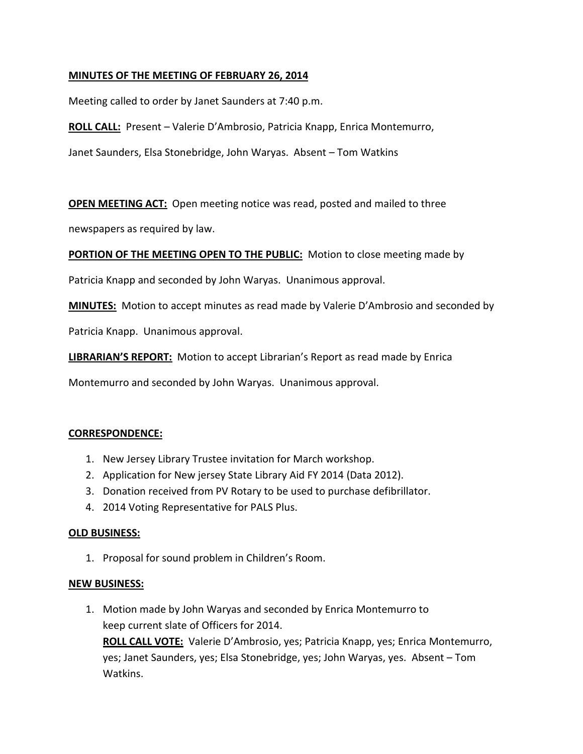**MINUTES OF THE MEETING OF FEBRUARY 26, 2014**

Meeting called to order by Janet Saunders at 7:40 p.m.

**ROLL CALL:** Present – Valerie D'Ambrosio, Patricia Knapp, Enrica Montemurro, Janet Saunders, Elsa Stonebridge, John Waryas. Absent – Tom Watkins

**OPEN MEETING ACT:** Open meeting notice was read, posted and mailed to three newspapers as required by law.

**PORTION OF THE MEETING OPEN TO THE PUBLIC:** Motion to close meeting made by Patricia Knapp and seconded by John Waryas. Unanimous approval.

**MINUTES:** Motion to accept minutes as read made by Valerie D'Ambrosio and seconded by Patricia Knapp. Unanimous approval.

**LIBRARIAN'S REPORT:** Motion to accept Librarian's Report as read made by Enrica Montemurro and seconded by John Waryas. Unanimous approval.

**CORRESPONDENCE:**

1. New Jersey Library Trustee invitation for March workshop.
2. Application for New jersey State Library Aid FY 2014 (Data 2012).
3. Donation received from PV Rotary to be used to purchase defibrillator.
4. 2014 Voting Representative for PALS Plus.

**OLD BUSINESS:**

1. Proposal for sound problem in Children's Room.

**NEW BUSINESS:**

1. Motion made by John Waryas and seconded by Enrica Montemurro to keep current slate of Officers for 2014.
   **ROLL CALL VOTE:** Valerie D'Ambrosio, yes; Patricia Knapp, yes; Enrica Montemurro, yes; Janet Saunders, yes; Elsa Stonebridge, yes; John Waryas, yes. Absent – Tom Watkins.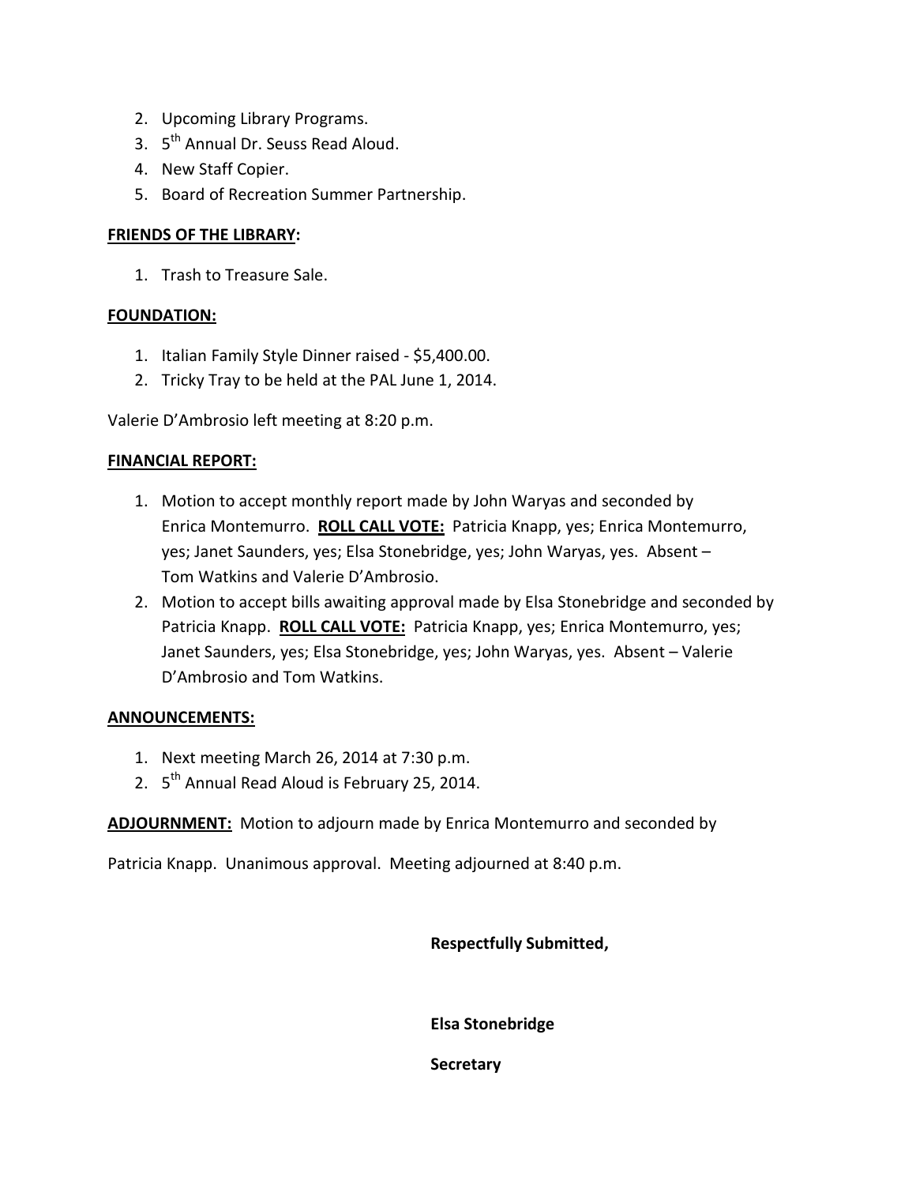2. Upcoming Library Programs.
3. 5th Annual Dr. Seuss Read Aloud.
4. New Staff Copier.
5. Board of Recreation Summer Partnership.

**FRIENDS OF THE LIBRARY:**

1. Trash to Treasure Sale.

**FOUNDATION:**

1. Italian Family Style Dinner raised - $5,400.00.
2. Tricky Tray to be held at the PAL June 1, 2014.

Valerie D'Ambrosio left meeting at 8:20 p.m.

**FINANCIAL REPORT:**

1. Motion to accept monthly report made by John Waryas and seconded by Enrica Montemurro. **ROLL CALL VOTE:** Patricia Knapp, yes; Enrica Montemurro, yes; Janet Saunders, yes; Elsa Stonebridge, yes; John Waryas, yes. Absent – Tom Watkins and Valerie D'Ambrosio.
2. Motion to accept bills awaiting approval made by Elsa Stonebridge and seconded by Patricia Knapp. **ROLL CALL VOTE:** Patricia Knapp, yes; Enrica Montemurro, yes; Janet Saunders, yes; Elsa Stonebridge, yes; John Waryas, yes. Absent – Valerie D'Ambrosio and Tom Watkins.

**ANNOUNCEMENTS:**

1. Next meeting March 26, 2014 at 7:30 p.m.
2. 5th Annual Read Aloud is February 25, 2014.

**ADJOURNMENT:** Motion to adjourn made by Enrica Montemurro and seconded by Patricia Knapp. Unanimous approval. Meeting adjourned at 8:40 p.m.

**Respectfully Submitted,**

**Elsa Stonebridge**

**Secretary**